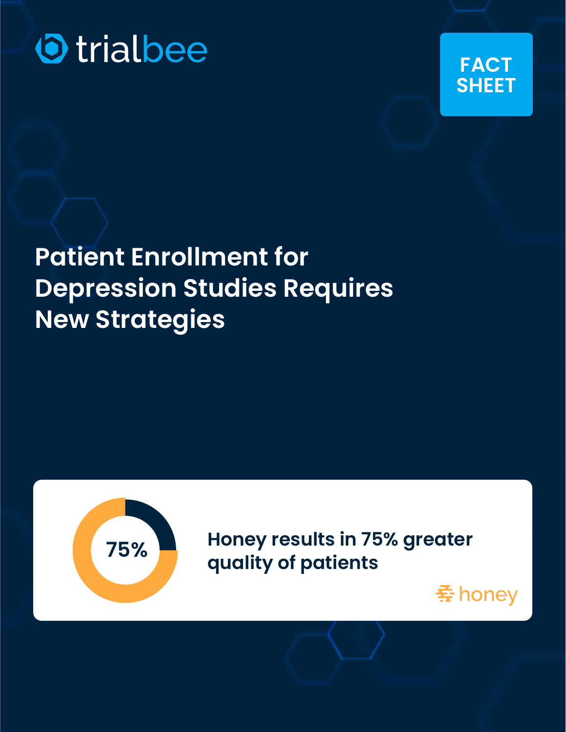trialbee

FACT SHEET

# Patient Enrollment for Depression Studies Requires New Strategies

75%

**Honey results in 75% greater quality of patients**

honey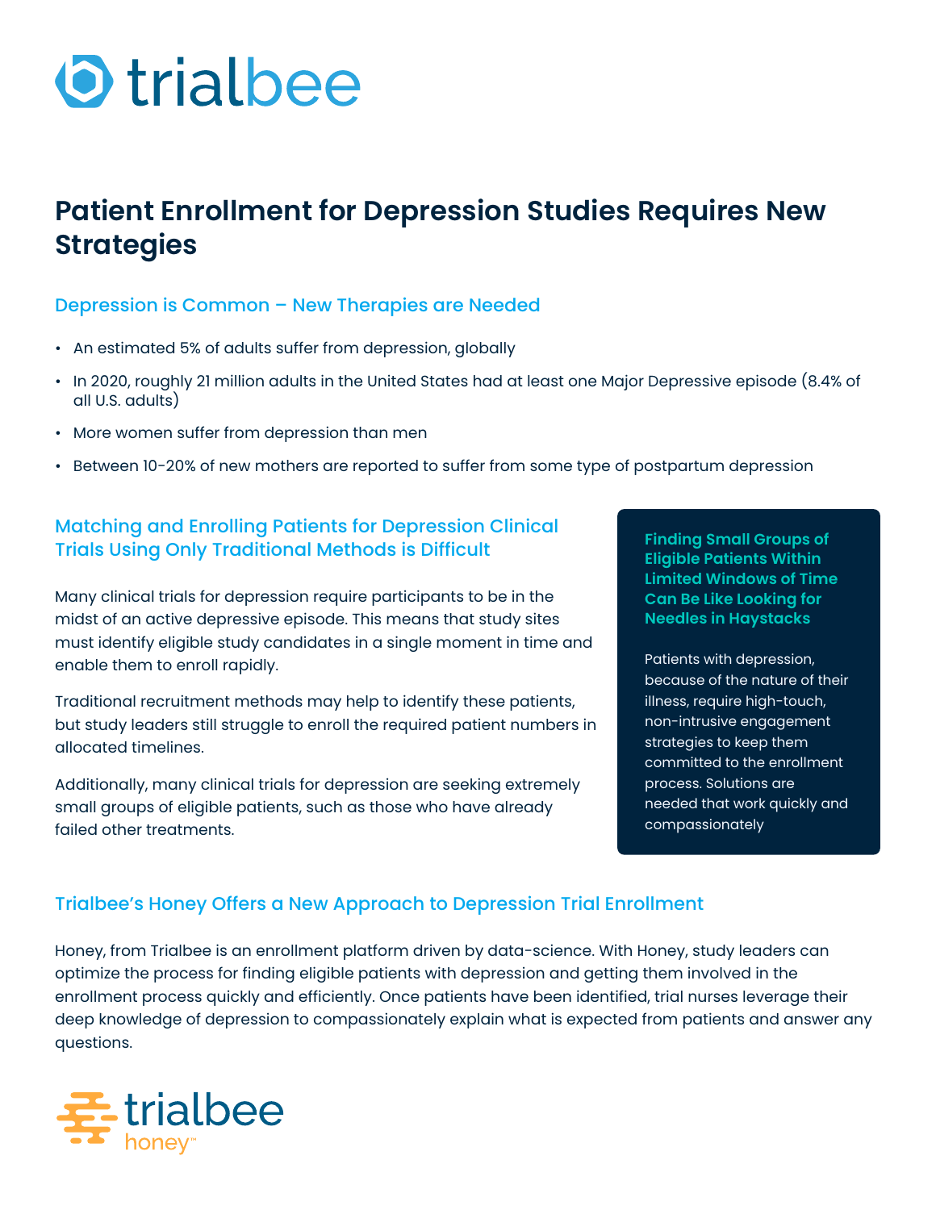# Patient Enrollment for Depression Studies Requires New Strategies

## Depression is Common – New Therapies are Needed

- An estimated 5% of adults suffer from depression, globally
- In 2020, roughly 21 million adults in the United States had at least one Major Depressive episode (8.4% of all U.S. adults)
- More women suffer from depression than men
- Between 10-20% of new mothers are reported to suffer from some type of postpartum depression

## Matching and Enrolling Patients for Depression Clinical Trials Using Only Traditional Methods is Difficult

Many clinical trials for depression require participants to be in the midst of an active depressive episode. This means that study sites must identify eligible study candidates in a single moment in time and enable them to enroll rapidly.

Traditional recruitment methods may help to identify these patients, but study leaders still struggle to enroll the required patient numbers in allocated timelines.

Additionally, many clinical trials for depression are seeking extremely small groups of eligible patients, such as those who have already failed other treatments.

### Finding Small Groups of Eligible Patients Within Limited Windows of Time Can Be Like Looking for Needles in Haystacks

Patients with depression, because of the nature of their illness, require high-touch, non-intrusive engagement strategies to keep them committed to the enrollment process. Solutions are needed that work quickly and compassionately

## Trialbee's Honey Offers a New Approach to Depression Trial Enrollment

Honey, from Trialbee is an enrollment platform driven by data-science. With Honey, study leaders can optimize the process for finding eligible patients with depression and getting them involved in the enrollment process quickly and efficiently. Once patients have been identified, trial nurses leverage their deep knowledge of depression to compassionately explain what is expected from patients and answer any questions.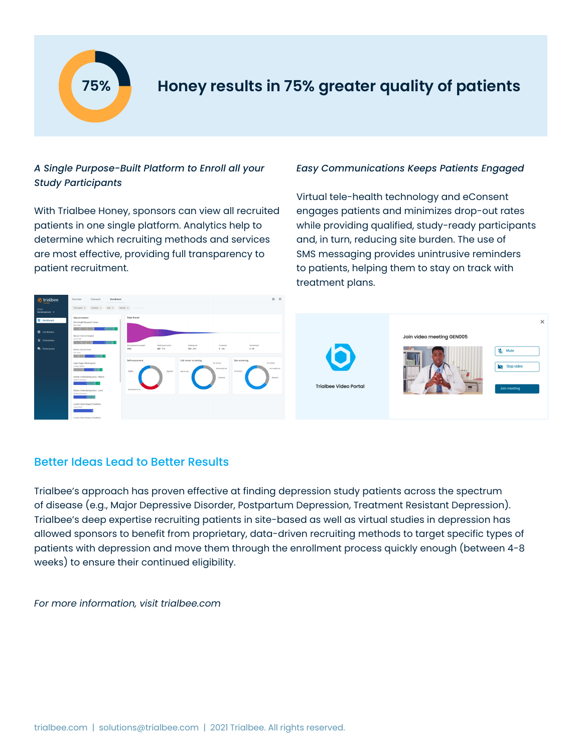75%

# Honey results in 75% greater quality of patients

*A Single Purpose-Built Platform to Enroll all your Study Participants*

With Trialbee Honey, sponsors can view all recruited patients in one single platform. Analytics help to determine which recruiting methods and services are most effective, providing full transparency to patient recruitment.

*Easy Communications Keeps Patients Engaged*

Virtual tele-health technology and eConsent engages patients and minimizes drop-out rates while providing qualified, study-ready participants and, in turn, reducing site burden. The use of SMS messaging provides unintrusive reminders to patients, helping them to stay on track with treatment plans.

## Better Ideas Lead to Better Results

Trialbee's approach has proven effective at finding depression study patients across the spectrum of disease (e.g., Major Depressive Disorder, Postpartum Depression, Treatment Resistant Depression). Trialbee's deep expertise recruiting patients in site-based as well as virtual studies in depression has allowed sponsors to benefit from proprietary, data-driven recruiting methods to target specific types of patients with depression and move them through the enrollment process quickly enough (between 4-8 weeks) to ensure their continued eligibility.

*For more information, visit trialbee.com*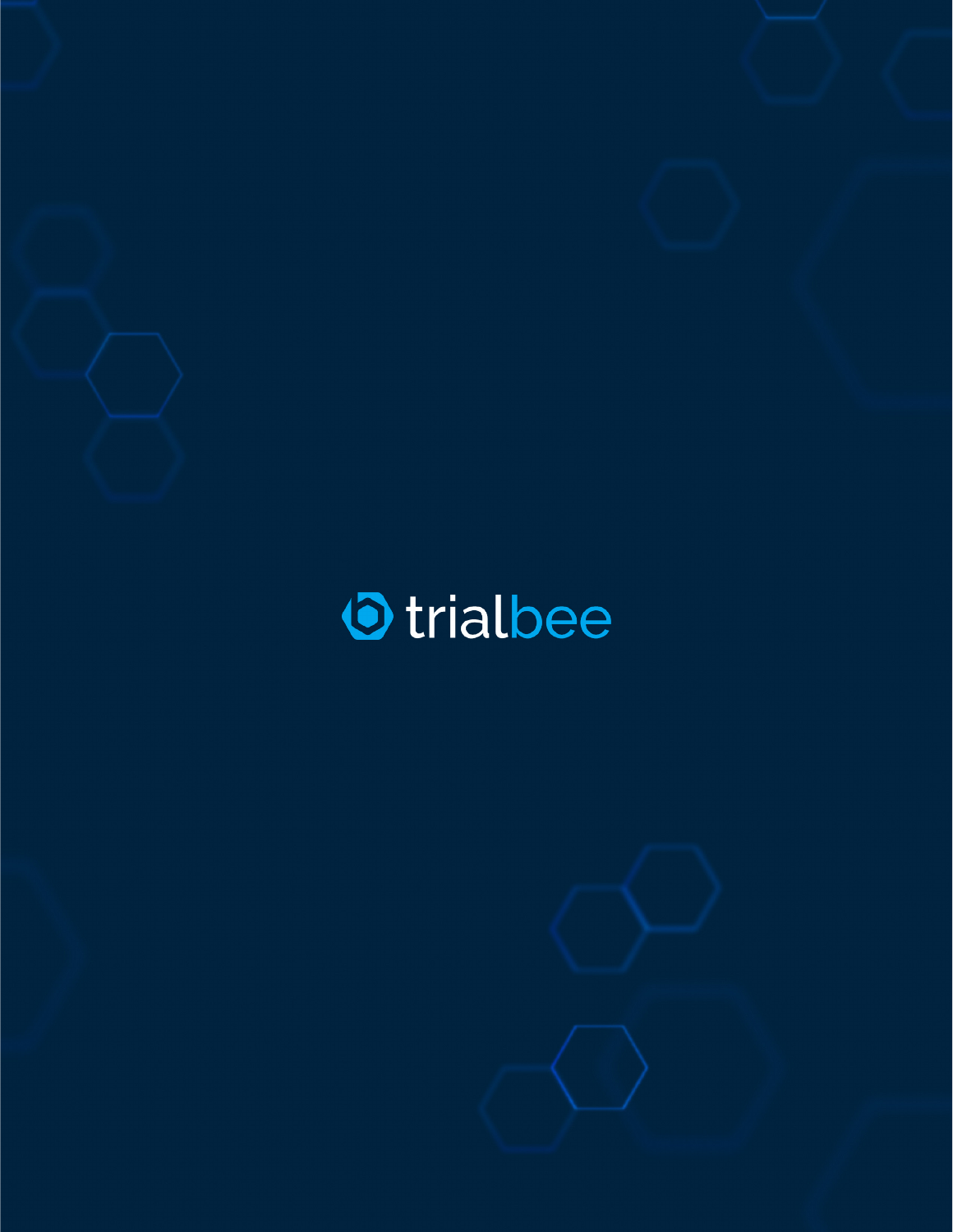trialbee